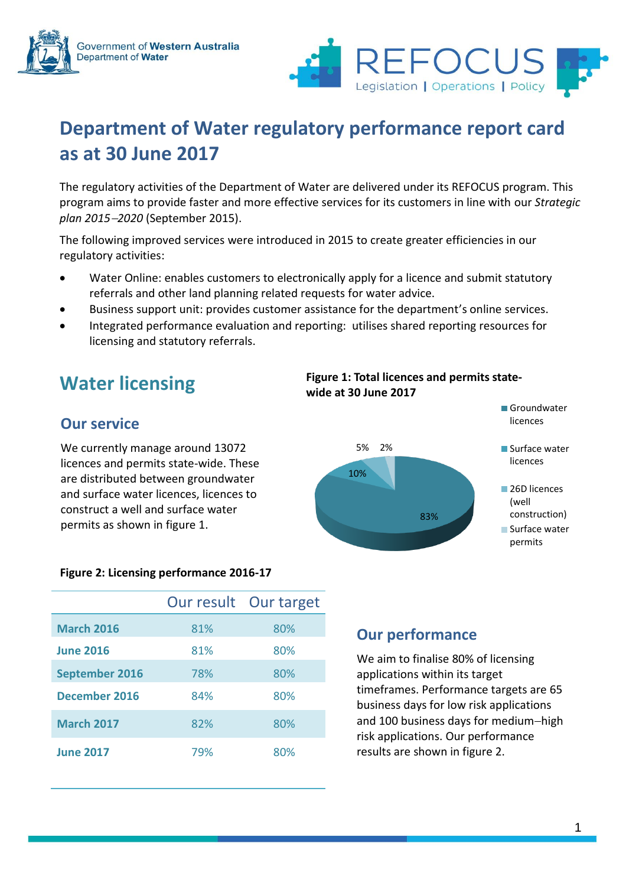# Department of Water regulatory performance report card as at 30 June 2017

The regulatory activities of the Department of Water are delivered under its REFOCUS program. This program aims to provide faster and more effective services for its customers in line with our *Strategic plan 2015–2020* (September 2015).

The following improved services were introduced in 2015 to create greater efficiencies in our regulatory activities:

- Water Online: enables customers to electronically apply for a licence and submit statutory referrals and other land planning related requests for water advice.
- Business support unit: provides customer assistance for the department's online services.
- Integrated performance evaluation and reporting: utilises shared reporting resources for licensing and statutory referrals.

## Water licensing

### Our service

We currently manage around 13072 licences and permits state-wide. These are distributed between groundwater and surface water licences, licences to construct a well and surface water permits as shown in figure 1.

**Figure 1: Total licences and permits state-wide at 30 June 2017**

| Category | Share |
|---|---|
| Groundwater licences | 83% |
| Surface water licences | 10% |
| 26D licences (well construction) | 5% |
| Surface water permits | 2% |

**Figure 2: Licensing performance 2016-17**

| | Our result | Our target |
|---|---|---|
| **March 2016** | 81% | 80% |
| **June 2016** | 81% | 80% |
| **September 2016** | 78% | 80% |
| **December 2016** | 84% | 80% |
| **March 2017** | 82% | 80% |
| **June 2017** | 79% | 80% |

### Our performance

We aim to finalise 80% of licensing applications within its target timeframes. Performance targets are 65 business days for low risk applications and 100 business days for medium–high risk applications. Our performance results are shown in figure 2.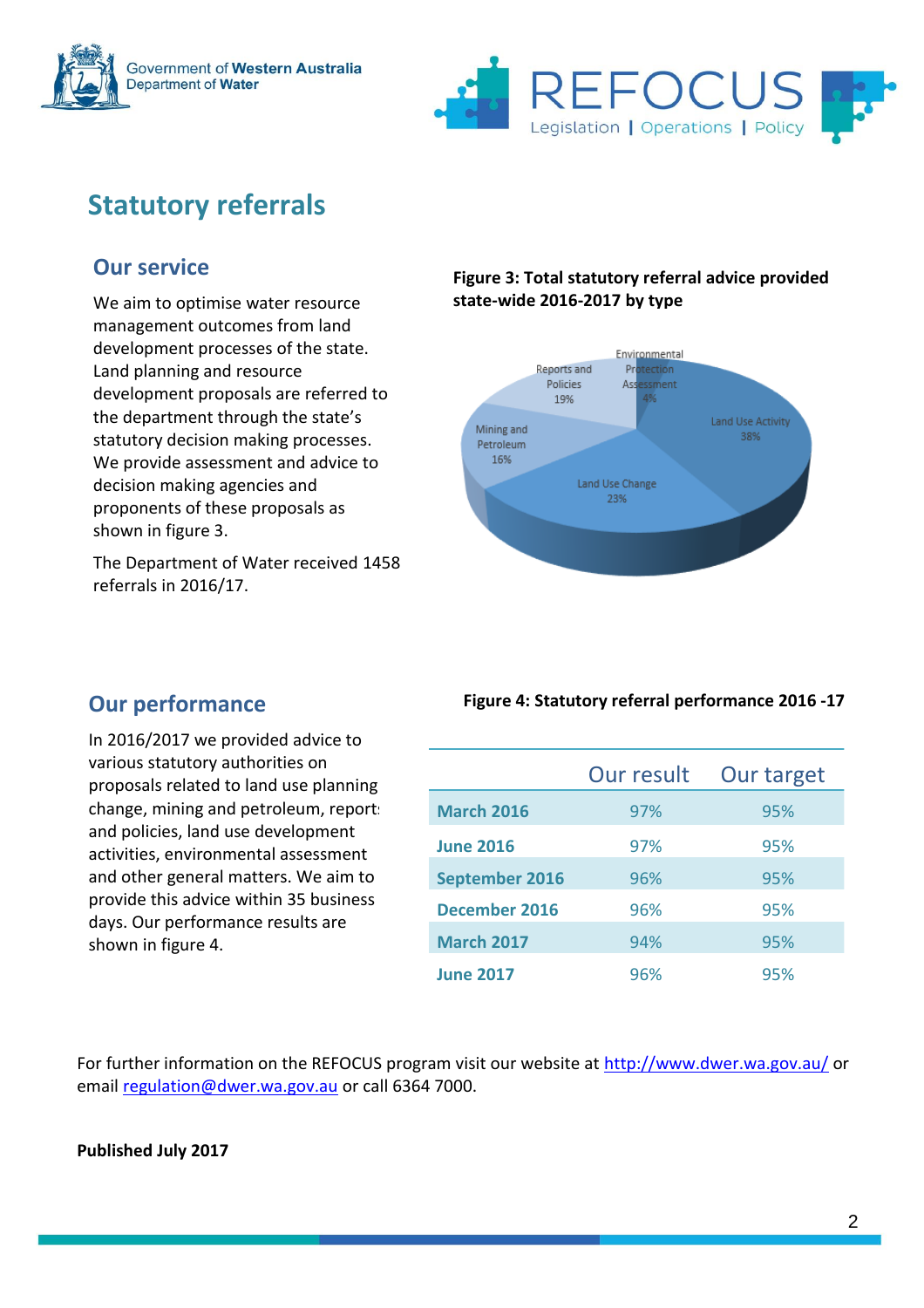Government of Western Australia
Department of Water

REFOCUS
Legislation | Operations | Policy

# Statutory referrals

## Our service

We aim to optimise water resource management outcomes from land development processes of the state. Land planning and resource development proposals are referred to the department through the state's statutory decision making processes. We provide assessment and advice to decision making agencies and proponents of these proposals as shown in figure 3.

The Department of Water received 1458 referrals in 2016/17.

**Figure 3: Total statutory referral advice provided state-wide 2016-2017 by type**

Environmental Protection Assessment 4%
Land Use Activity 38%
Land Use Change 23%
Mining and Petroleum 16%
Reports and Policies 19%

## Our performance

In 2016/2017 we provided advice to various statutory authorities on proposals related to land use planning change, mining and petroleum, reports and policies, land use development activities, environmental assessment and other general matters. We aim to provide this advice within 35 business days. Our performance results are shown in figure 4.

**Figure 4: Statutory referral performance 2016 -17**

| | Our result | Our target |
|---|---|---|
| **March 2016** | 97% | 95% |
| **June 2016** | 97% | 95% |
| **September 2016** | 96% | 95% |
| **December 2016** | 96% | 95% |
| **March 2017** | 94% | 95% |
| **June 2017** | 96% | 95% |

For further information on the REFOCUS program visit our website at http://www.dwer.wa.gov.au/ or email regulation@dwer.wa.gov.au or call 6364 7000.

**Published July 2017**